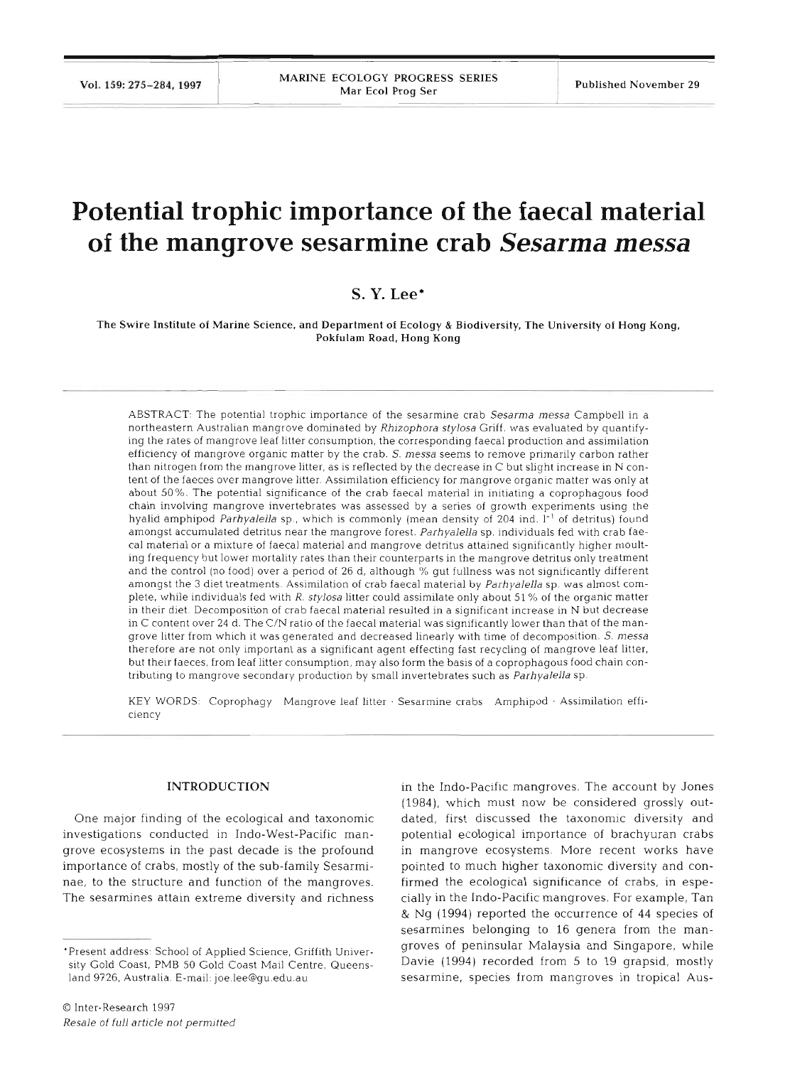# Potential trophic importance of the faecal material of the mangrove sesarmine crab *Sesarma messa*

**S. Y. Lee***

The Swire Institute of Marine Science, and Department of Ecology & Biodiversity, The University of Hong Kong, Pokfulam Road, Hong Kong

ABSTRACT: The potential trophic importance of the sesarmine crab *Sesarma messa* Campbell in a northeastern Australian mangrove dominated by *Rhizophora stylosa* Griff. was evaluated by quantifying the rates of mangrove leaf litter consumption, the corresponding faecal production and assimilation efficiency of mangrove organic matter by the crab. *S. messa* seems to remove primarily carbon rather than nitrogen from the mangrove litter, as is reflected by the decrease in C but slight increase in N content of the faeces over mangrove litter. Assimilation efficiency for mangrove organic matter was only at about 50%. The potential significance of the crab faecal material in initiating a coprophagous food chain involving mangrove invertebrates was assessed by a series of growth experiments using the hyalid amphipod *Parhyalella* sp., which is commonly (mean density of 204 ind. $l^{-1}$ of detritus) found amongst accumulated detritus near the mangrove forest. *Parhyalella* sp. individuals fed with crab faecal material or a mixture of faecal material and mangrove detritus attained significantly higher moulting frequency but lower mortality rates than their counterparts in the mangrove detritus only treatment and the control (no food) over a period of 26 d, although % gut fullness was not significantly different amongst the 3 diet treatments. Assimilation of crab faecal material by *Parhyalella* sp. was almost complete, while individuals fed with *R. stylosa* litter could assimilate only about 51% of the organic matter in their diet. Decomposition of crab faecal material resulted in a significant increase in N but decrease in C content over 24 d. The C/N ratio of the faecal material was significantly lower than that of the mangrove litter from which it was generated and decreased linearly with time of decomposition. *S. messa* therefore are not only important as a significant agent effecting fast recycling of mangrove leaf litter, but their faeces, from leaf litter consumption, may also form the basis of a coprophagous food chain contributing to mangrove secondary production by small invertebrates such as *Parhyalella* sp.

KEY WORDS: Coprophagy · Mangrove leaf litter · Sesarmine crabs · Amphipod · Assimilation efficiency

## INTRODUCTION

One major finding of the ecological and taxonomic investigations conducted in Indo-West-Pacific mangrove ecosystems in the past decade is the profound importance of crabs, mostly of the sub-family Sesarminae, to the structure and function of the mangroves. The sesarmines attain extreme diversity and richness in the Indo-Pacific mangroves. The account by Jones (1984), which must now be considered grossly outdated, first discussed the taxonomic diversity and potential ecological importance of brachyuran crabs in mangrove ecosystems. More recent works have pointed to much higher taxonomic diversity and confirmed the ecological significance of crabs, in especially in the Indo-Pacific mangroves. For example, Tan & Ng (1994) reported the occurrence of 44 species of sesarmines belonging to 16 genera from the mangroves of peninsular Malaysia and Singapore, while Davie (1994) recorded from 5 to 19 grapsid, mostly sesarmine, species from mangroves in tropical Aus-

*Present address: School of Applied Science, Griffith University Gold Coast, PMB 50 Gold Coast Mail Centre, Queensland 9726, Australia. E-mail: joe.lee@gu.edu.au

© Inter-Research 1997
*Resale of full article not permitted*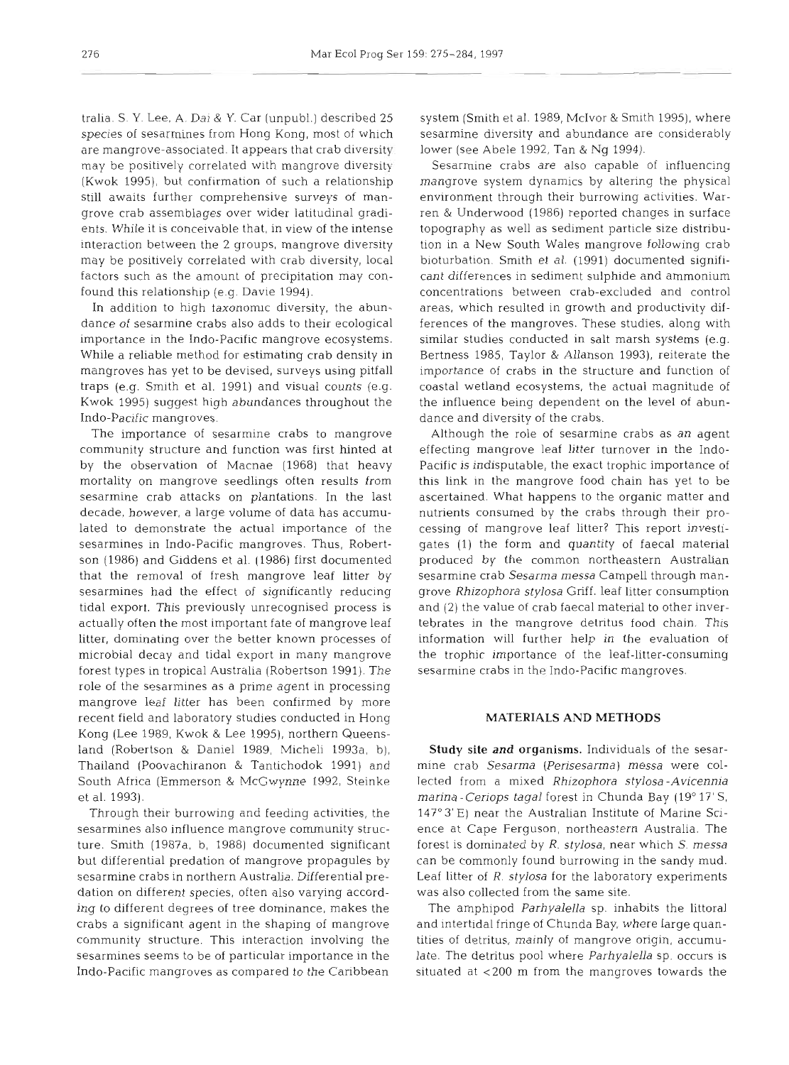tralia. S. Y. Lee, A. Dai & Y. Car (unpubl.) described 25 species of sesarmines from Hong Kong, most of which are mangrove-associated. It appears that crab diversity may be positively correlated with mangrove diversity (Kwok 1995), but confirmation of such a relationship still awaits further comprehensive surveys of mangrove crab assemblages over wider latitudinal gradients. While it is conceivable that, in view of the intense interaction between the 2 groups, mangrove diversity may be positively correlated with crab diversity, local factors such as the amount of precipitation may confound this relationship (e.g. Davie 1994).

In addition to high taxonomic diversity, the abundance of sesarmine crabs also adds to their ecological importance in the Indo-Pacific mangrove ecosystems. While a reliable method for estimating crab density in mangroves has yet to be devised, surveys using pitfall traps (e.g. Smith et al. 1991) and visual counts (e.g. Kwok 1995) suggest high abundances throughout the Indo-Pacific mangroves.

The importance of sesarmine crabs to mangrove community structure and function was first hinted at by the observation of Macnae (1968) that heavy mortality on mangrove seedlings often results from sesarmine crab attacks on plantations. In the last decade, however, a large volume of data has accumulated to demonstrate the actual importance of the sesarmines in Indo-Pacific mangroves. Thus, Robertson (1986) and Giddens et al. (1986) first documented that the removal of fresh mangrove leaf litter by sesarmines had the effect of significantly reducing tidal export. This previously unrecognised process is actually often the most important fate of mangrove leaf litter, dominating over the better known processes of microbial decay and tidal export in many mangrove forest types in tropical Australia (Robertson 1991). The role of the sesarmines as a prime agent in processing mangrove leaf litter has been confirmed by more recent field and laboratory studies conducted in Hong Kong (Lee 1989, Kwok & Lee 1995), northern Queensland (Robertson & Daniel 1989, Micheli 1993a, b), Thailand (Poovachiranon & Tantichodok 1991) and South Africa (Emmerson & McGwynne 1992, Steinke et al. 1993).

Through their burrowing and feeding activities, the sesarmines also influence mangrove community structure. Smith (1987a, b, 1988) documented significant but differential predation of mangrove propagules by sesarmine crabs in northern Australia. Differential predation on different species, often also varying according to different degrees of tree dominance, makes the crabs a significant agent in the shaping of mangrove community structure. This interaction involving the sesarmines seems to be of particular importance in the Indo-Pacific mangroves as compared to the Caribbean system (Smith et al. 1989, McIvor & Smith 1995), where sesarmine diversity and abundance are considerably lower (see Abele 1992, Tan & Ng 1994).

Sesarmine crabs are also capable of influencing mangrove system dynamics by altering the physical environment through their burrowing activities. Warren & Underwood (1986) reported changes in surface topography as well as sediment particle size distribution in a New South Wales mangrove following crab bioturbation. Smith et al. (1991) documented significant differences in sediment sulphide and ammonium concentrations between crab-excluded and control areas, which resulted in growth and productivity differences of the mangroves. These studies, along with similar studies conducted in salt marsh systems (e.g. Bertness 1985, Taylor & Allanson 1993), reiterate the importance of crabs in the structure and function of coastal wetland ecosystems, the actual magnitude of the influence being dependent on the level of abundance and diversity of the crabs.

Although the role of sesarmine crabs as an agent effecting mangrove leaf litter turnover in the Indo-Pacific is indisputable, the exact trophic importance of this link in the mangrove food chain has yet to be ascertained. What happens to the organic matter and nutrients consumed by the crabs through their processing of mangrove leaf litter? This report investigates (1) the form and quantity of faecal material produced by the common northeastern Australian sesarmine crab *Sesarma messa* Campell through mangrove *Rhizophora stylosa* Griff. leaf litter consumption and (2) the value of crab faecal material to other invertebrates in the mangrove detritus food chain. This information will further help in the evaluation of the trophic importance of the leaf-litter-consuming sesarmine crabs in the Indo-Pacific mangroves.

## MATERIALS AND METHODS

**Study site and organisms.** Individuals of the sesarmine crab *Sesarma* (*Perisesarma*) *messa* were collected from a mixed *Rhizophora stylosa*-*Avicennia marina*-*Ceriops tagal* forest in Chunda Bay (19° 17' S, 147° 3' E) near the Australian Institute of Marine Science at Cape Ferguson, northeastern Australia. The forest is dominated by *R. stylosa*, near which *S. messa* can be commonly found burrowing in the sandy mud. Leaf litter of *R. stylosa* for the laboratory experiments was also collected from the same site.

The amphipod *Parhyalella* sp. inhabits the littoral and intertidal fringe of Chunda Bay, where large quantities of detritus, mainly of mangrove origin, accumulate. The detritus pool where *Parhyalella* sp. occurs is situated at <200 m from the mangroves towards the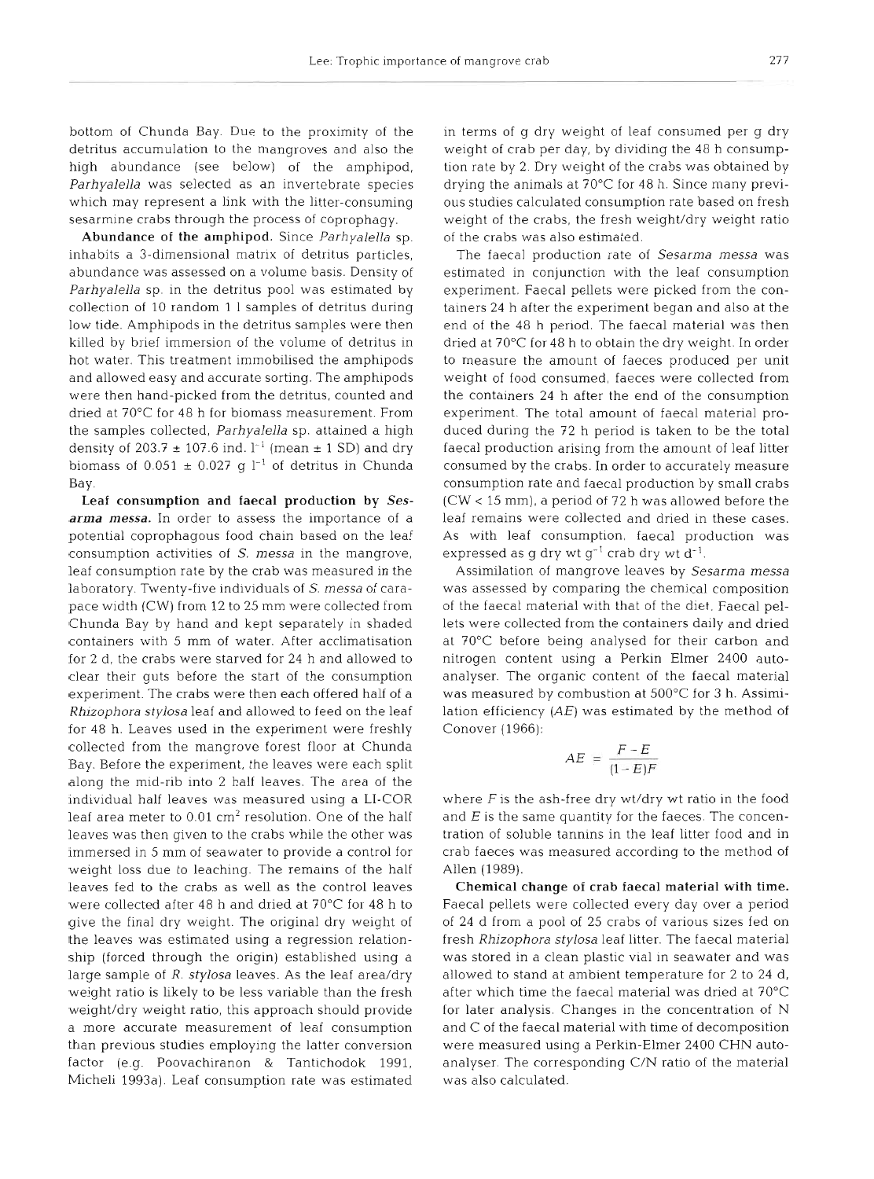bottom of Chunda Bay. Due to the proximity of the detritus accumulation to the mangroves and also the high abundance (see below) of the amphipod, *Parhyalella* was selected as an invertebrate species which may represent a link with the litter-consuming sesarmine crabs through the process of coprophagy.

**Abundance of the amphipod.** Since *Parhyalella* sp. inhabits a 3-dimensional matrix of detritus particles, abundance was assessed on a volume basis. Density of *Parhyalella* sp. in the detritus pool was estimated by collection of 10 random 1 l samples of detritus during low tide. Amphipods in the detritus samples were then killed by brief immersion of the volume of detritus in hot water. This treatment immobilised the amphipods and allowed easy and accurate sorting. The amphipods were then hand-picked from the detritus, counted and dried at 70°C for 48 h for biomass measurement. From the samples collected, *Parhyalella* sp. attained a high density of 203.7 ± 107.6 ind. $l^{-1}$ (mean ± 1 SD) and dry biomass of 0.051 ± 0.027 g $l^{-1}$ of detritus in Chunda Bay.

**Leaf consumption and faecal production by *Sesarma messa*.** In order to assess the importance of a potential coprophagous food chain based on the leaf consumption activities of *S. messa* in the mangrove, leaf consumption rate by the crab was measured in the laboratory. Twenty-five individuals of *S. messa* of carapace width (CW) from 12 to 25 mm were collected from Chunda Bay by hand and kept separately in shaded containers with 5 mm of water. After acclimatisation for 2 d, the crabs were starved for 24 h and allowed to clear their guts before the start of the consumption experiment. The crabs were then each offered half of a *Rhizophora stylosa* leaf and allowed to feed on the leaf for 48 h. Leaves used in the experiment were freshly collected from the mangrove forest floor at Chunda Bay. Before the experiment, the leaves were each split along the mid-rib into 2 half leaves. The area of the individual half leaves was measured using a LI-COR leaf area meter to 0.01 $cm^2$ resolution. One of the half leaves was then given to the crabs while the other was immersed in 5 mm of seawater to provide a control for weight loss due to leaching. The remains of the half leaves fed to the crabs as well as the control leaves were collected after 48 h and dried at 70°C for 48 h to give the final dry weight. The original dry weight of the leaves was estimated using a regression relationship (forced through the origin) established using a large sample of *R. stylosa* leaves. As the leaf area/dry weight ratio is likely to be less variable than the fresh weight/dry weight ratio, this approach should provide a more accurate measurement of leaf consumption than previous studies employing the latter conversion factor (e.g. Poovachiranon & Tantichodok 1991, Micheli 1993a). Leaf consumption rate was estimated in terms of g dry weight of leaf consumed per g dry weight of crab per day, by dividing the 48 h consumption rate by 2. Dry weight of the crabs was obtained by drying the animals at 70°C for 48 h. Since many previous studies calculated consumption rate based on fresh weight of the crabs, the fresh weight/dry weight ratio of the crabs was also estimated.

The faecal production rate of *Sesarma messa* was estimated in conjunction with the leaf consumption experiment. Faecal pellets were picked from the containers 24 h after the experiment began and also at the end of the 48 h period. The faecal material was then dried at 70°C for 48 h to obtain the dry weight. In order to measure the amount of faeces produced per unit weight of food consumed, faeces were collected from the containers 24 h after the end of the consumption experiment. The total amount of faecal material produced during the 72 h period is taken to be the total faecal production arising from the amount of leaf litter consumed by the crabs. In order to accurately measure consumption rate and faecal production by small crabs (CW < 15 mm), a period of 72 h was allowed before the leaf remains were collected and dried in these cases. As with leaf consumption, faecal production was expressed as g dry wt $g^{-1}$ crab dry wt $d^{-1}$.

Assimilation of mangrove leaves by *Sesarma messa* was assessed by comparing the chemical composition of the faecal material with that of the diet. Faecal pellets were collected from the containers daily and dried at 70°C before being analysed for their carbon and nitrogen content using a Perkin Elmer 2400 autoanalyser. The organic content of the faecal material was measured by combustion at 500°C for 3 h. Assimilation efficiency ($AE$) was estimated by the method of Conover (1966):

$$AE = \frac{F - E}{(1 - E)F}$$

where $F$ is the ash-free dry wt/dry wt ratio in the food and $E$ is the same quantity for the faeces. The concentration of soluble tannins in the leaf litter food and in crab faeces was measured according to the method of Allen (1989).

**Chemical change of crab faecal material with time.** Faecal pellets were collected every day over a period of 24 d from a pool of 25 crabs of various sizes fed on fresh *Rhizophora stylosa* leaf litter. The faecal material was stored in a clean plastic vial in seawater and was allowed to stand at ambient temperature for 2 to 24 d, after which time the faecal material was dried at 70°C for later analysis. Changes in the concentration of N and C of the faecal material with time of decomposition were measured using a Perkin-Elmer 2400 CHN autoanalyser. The corresponding C/N ratio of the material was also calculated.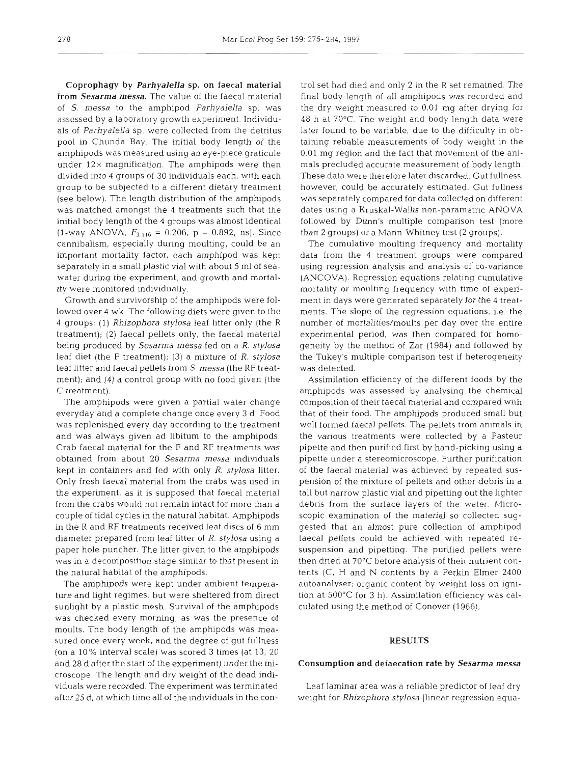**Coprophagy by *Parhyalella* sp. on faecal material from *Sesarma messa*.** The value of the faecal material of *S. messa* to the amphipod *Parhyalella* sp. was assessed by a laboratory growth experiment. Individuals of *Parhyalella* sp. were collected from the detritus pool in Chunda Bay. The initial body length of the amphipods was measured using an eye-piece graticule under 12× magnification. The amphipods were then divided into 4 groups of 30 individuals each, with each group to be subjected to a different dietary treatment (see below). The length distribution of the amphipods was matched amongst the 4 treatments such that the initial body length of the 4 groups was almost identical (1-way ANOVA, $F_{3,116} = 0.206$, $p = 0.892$, ns). Since cannibalism, especially during moulting, could be an important mortality factor, each amphipod was kept separately in a small plastic vial with about 5 ml of seawater during the experiment, and growth and mortality were monitored individually.

Growth and survivorship of the amphipods were followed over 4 wk. The following diets were given to the 4 groups: (1) *Rhizophora stylosa* leaf litter only (the R treatment); (2) faecal pellets only, the faecal material being produced by *Sesarma messa* fed on a *R. stylosa* leaf diet (the F treatment); (3) a mixture of *R. stylosa* leaf litter and faecal pellets from *S. messa* (the RF treatment); and (4) a control group with no food given (the C treatment).

The amphipods were given a partial water change everyday and a complete change once every 3 d. Food was replenished every day according to the treatment and was always given ad libitum to the amphipods. Crab faecal material for the F and RF treatments was obtained from about 20 *Sesarma messa* individuals kept in containers and fed with only *R. stylosa* litter. Only fresh faecal material from the crabs was used in the experiment, as it is supposed that faecal material from the crabs would not remain intact for more than a couple of tidal cycles in the natural habitat. Amphipods in the R and RF treatments received leaf discs of 6 mm diameter prepared from leaf litter of *R. stylosa* using a paper hole puncher. The litter given to the amphipods was in a decomposition stage similar to that present in the natural habitat of the amphipods.

The amphipods were kept under ambient temperature and light regimes, but were sheltered from direct sunlight by a plastic mesh. Survival of the amphipods was checked every morning, as was the presence of moults. The body length of the amphipods was measured once every week, and the degree of gut fullness (on a 10% interval scale) was scored 3 times (at 13, 20 and 28 d after the start of the experiment) under the microscope. The length and dry weight of the dead individuals were recorded. The experiment was terminated after 25 d, at which time all of the individuals in the control set had died and only 2 in the R set remained. The final body length of all amphipods was recorded and the dry weight measured to 0.01 mg after drying for 48 h at 70°C. The weight and body length data were later found to be variable, due to the difficulty in obtaining reliable measurements of body weight in the 0.01 mg region and the fact that movement of the animals precluded accurate measurement of body length. These data were therefore later discarded. Gut fullness, however, could be accurately estimated. Gut fullness was separately compared for data collected on different dates using a Kruskal-Wallis non-parametric ANOVA followed by Dunn's multiple comparison test (more than 2 groups) or a Mann-Whitney test (2 groups).

The cumulative moulting frequency and mortality data from the 4 treatment groups were compared using regression analysis and analysis of co-variance (ANCOVA). Regression equations relating cumulative mortality or moulting frequency with time of experiment in days were generated separately for the 4 treatments. The slope of the regression equations, i.e. the number of mortalities/moults per day over the entire experimental period, was then compared for homogeneity by the method of Zar (1984) and followed by the Tukey's multiple comparison test if heterogeneity was detected.

Assimilation efficiency of the different foods by the amphipods was assessed by analysing the chemical composition of their faecal material and compared with that of their food. The amphipods produced small but well formed faecal pellets. The pellets from animals in the various treatments were collected by a Pasteur pipette and then purified first by hand-picking using a pipette under a stereomicroscope. Further purification of the faecal material was achieved by repeated suspension of the mixture of pellets and other debris in a tall but narrow plastic vial and pipetting out the lighter debris from the surface layers of the water. Microscopic examination of the material so collected suggested that an almost pure collection of amphipod faecal pellets could be achieved with repeated resuspension and pipetting. The purified pellets were then dried at 70°C before analysis of their nutrient contents (C, H and N contents by a Perkin Elmer 2400 autoanalyser; organic content by weight loss on ignition at 500°C for 3 h). Assimilation efficiency was calculated using the method of Conover (1966).

## RESULTS

### Consumption and defaecation rate by *Sesarma messa*

Leaf laminar area was a reliable predictor of leaf dry weight for *Rhizophora stylosa* (linear regression equa-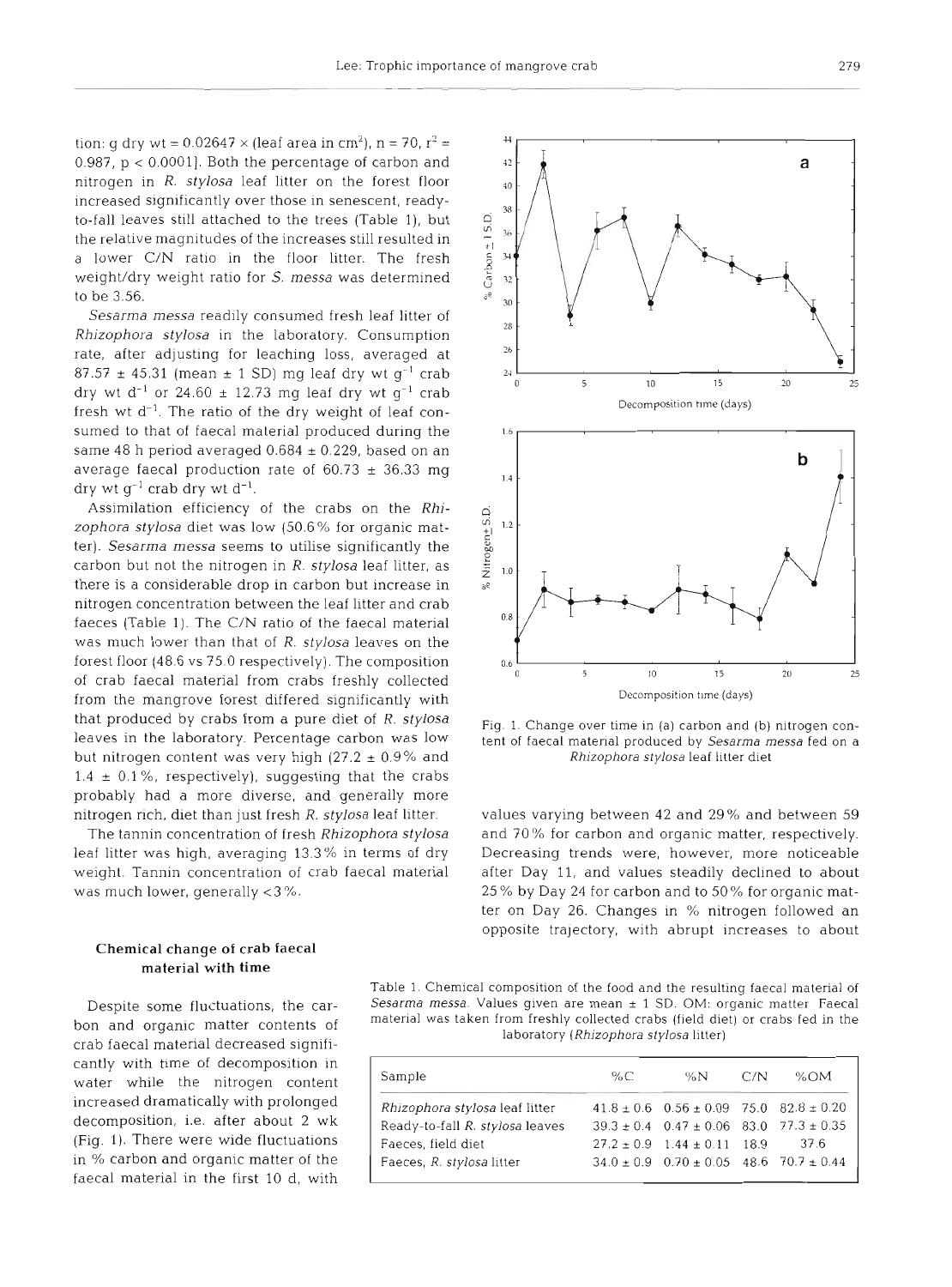tion: g dry wt = 0.02647 × (leaf area in cm$^2$), n = 70, $r^2$ = 0.987, $p < 0.0001$]. Both the percentage of carbon and nitrogen in *R. stylosa* leaf litter on the forest floor increased significantly over those in senescent, ready-to-fall leaves still attached to the trees (Table 1), but the relative magnitudes of the increases still resulted in a lower C/N ratio in the floor litter. The fresh weight/dry weight ratio for *S. messa* was determined to be 3.56.

*Sesarma messa* readily consumed fresh leaf litter of *Rhizophora stylosa* in the laboratory. Consumption rate, after adjusting for leaching loss, averaged at 87.57 ± 45.31 (mean ± 1 SD) mg leaf dry wt g$^{-1}$ crab dry wt d$^{-1}$ or 24.60 ± 12.73 mg leaf dry wt g$^{-1}$ crab fresh wt d$^{-1}$. The ratio of the dry weight of leaf consumed to that of faecal material produced during the same 48 h period averaged 0.684 ± 0.229, based on an average faecal production rate of 60.73 ± 36.33 mg dry wt g$^{-1}$ crab dry wt d$^{-1}$.

Assimilation efficiency of the crabs on the *Rhizophora stylosa* diet was low (50.6% for organic matter). *Sesarma messa* seems to utilise significantly the carbon but not the nitrogen in *R. stylosa* leaf litter, as there is a considerable drop in carbon but increase in nitrogen concentration between the leaf litter and crab faeces (Table 1). The C/N ratio of the faecal material was much lower than that of *R. stylosa* leaves on the forest floor (48.6 vs 75.0 respectively). The composition of crab faecal material from crabs freshly collected from the mangrove forest differed significantly with that produced by crabs from a pure diet of *R. stylosa* leaves in the laboratory. Percentage carbon was low but nitrogen content was very high (27.2 ± 0.9% and 1.4 ± 0.1%, respectively), suggesting that the crabs probably had a more diverse, and generally more nitrogen rich, diet than just fresh *R. stylosa* leaf litter.

The tannin concentration of fresh *Rhizophora stylosa* leaf litter was high, averaging 13.3% in terms of dry weight. Tannin concentration of crab faecal material was much lower, generally <3%.

### Chemical change of crab faecal material with time

Despite some fluctuations, the carbon and organic matter contents of crab faecal material decreased significantly with time of decomposition in water while the nitrogen content increased dramatically with prolonged decomposition, i.e. after about 2 wk (Fig. 1). There were wide fluctuations in % carbon and organic matter of the faecal material in the first 10 d, with values varying between 42 and 29% and between 59 and 70% for carbon and organic matter, respectively. Decreasing trends were, however, more noticeable after Day 11, and values steadily declined to about 25% by Day 24 for carbon and to 50% for organic matter on Day 26. Changes in % nitrogen followed an opposite trajectory, with abrupt increases to about

Fig. 1. Change over time in (a) carbon and (b) nitrogen content of faecal material produced by *Sesarma messa* fed on a *Rhizophora stylosa* leaf litter diet

Table 1. Chemical composition of the food and the resulting faecal material of *Sesarma messa*. Values given are mean ± 1 SD. OM: organic matter. Faecal material was taken from freshly collected crabs (field diet) or crabs fed in the laboratory (*Rhizophora stylosa* litter)

| Sample | %C | %N | C/N | %OM |
|---|---|---|---|---|
| *Rhizophora stylosa* leaf litter | 41.8 ± 0.6 | 0.56 ± 0.09 | 75.0 | 82.8 ± 0.20 |
| Ready-to-fall *R. stylosa* leaves | 39.3 ± 0.4 | 0.47 ± 0.06 | 83.0 | 77.3 ± 0.35 |
| Faeces, field diet | 27.2 ± 0.9 | 1.44 ± 0.11 | 18.9 | 37.6 |
| Faeces, *R. stylosa* litter | 34.0 ± 0.9 | 0.70 ± 0.05 | 48.6 | 70.7 ± 0.44 |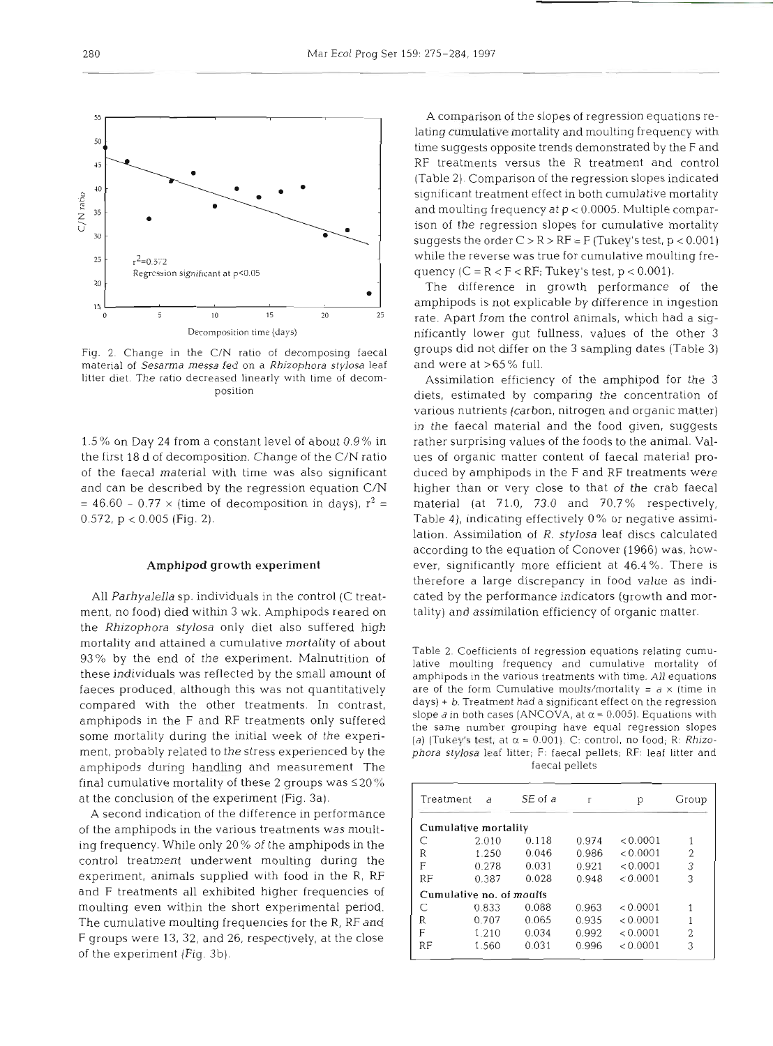Fig. 2. Change in the C/N ratio of decomposing faecal material of *Sesarma messa* fed on a *Rhizophora stylosa* leaf litter diet. The ratio decreased linearly with time of decomposition

1.5% on Day 24 from a constant level of about 0.9% in the first 18 d of decomposition. Change of the C/N ratio of the faecal material with time was also significant and can be described by the regression equation C/N = 46.60 − 0.77 × (time of decomposition in days), $r^2$ = 0.572, $p < 0.005$ (Fig. 2).

### Amphipod growth experiment

All *Parhyalella* sp. individuals in the control (C treatment, no food) died within 3 wk. Amphipods reared on the *Rhizophora stylosa* only diet also suffered high mortality and attained a cumulative mortality of about 93% by the end of the experiment. Malnutrition of these individuals was reflected by the small amount of faeces produced, although this was not quantitatively compared with the other treatments. In contrast, amphipods in the F and RF treatments only suffered some mortality during the initial week of the experiment, probably related to the stress experienced by the amphipods during handling and measurement. The final cumulative mortality of these 2 groups was ≤20% at the conclusion of the experiment (Fig. 3a).

A second indication of the difference in performance of the amphipods in the various treatments was moulting frequency. While only 20% of the amphipods in the control treatment underwent moulting during the experiment, animals supplied with food in the R, RF and F treatments all exhibited higher frequencies of moulting even within the short experimental period. The cumulative moulting frequencies for the R, RF and F groups were 13, 32, and 26, respectively, at the close of the experiment (Fig. 3b).

A comparison of the slopes of regression equations relating cumulative mortality and moulting frequency with time suggests opposite trends demonstrated by the F and RF treatments versus the R treatment and control (Table 2). Comparison of the regression slopes indicated significant treatment effect in both cumulative mortality and moulting frequency at $p < 0.0005$. Multiple comparison of the regression slopes for cumulative mortality suggests the order C > R > RF = F (Tukey's test, $p < 0.001$) while the reverse was true for cumulative moulting frequency (C = R < F < RF; Tukey's test, $p < 0.001$).

The difference in growth performance of the amphipods is not explicable by difference in ingestion rate. Apart from the control animals, which had a significantly lower gut fullness, values of the other 3 groups did not differ on the 3 sampling dates (Table 3) and were at >65% full.

Assimilation efficiency of the amphipod for the 3 diets, estimated by comparing the concentration of various nutrients (carbon, nitrogen and organic matter) in the faecal material and the food given, suggests rather surprising values of the foods to the animal. Values of organic matter content of faecal material produced by amphipods in the F and RF treatments were higher than or very close to that of the crab faecal material (at 71.0, 73.0 and 70.7% respectively, Table 4), indicating effectively 0% or negative assimilation. Assimilation of *R. stylosa* leaf discs calculated according to the equation of Conover (1966) was, however, significantly more efficient at 46.4%. There is therefore a large discrepancy in food value as indicated by the performance indicators (growth and mortality) and assimilation efficiency of organic matter.

Table 2. Coefficients of regression equations relating cumulative moulting frequency and cumulative mortality of amphipods in the various treatments with time. All equations are of the form Cumulative moults/mortality = $a$ × (time in days) + $b$. Treatment had a significant effect on the regression slope $a$ in both cases (ANCOVA, at $\alpha = 0.005$). Equations with the same number grouping have equal regression slopes ($a$) (Tukey's test, at $\alpha = 0.001$). C: control, no food; R: *Rhizophora stylosa* leaf litter; F: faecal pellets; RF: leaf litter and faecal pellets

| Treatment | $a$ | SE of $a$ | r | p | Group |
|---|---|---|---|---|---|
| **Cumulative mortality** | | | | | |
| C | 2.010 | 0.118 | 0.974 | <0.0001 | 1 |
| R | 1.250 | 0.046 | 0.986 | <0.0001 | 2 |
| F | 0.278 | 0.031 | 0.921 | <0.0001 | 3 |
| RF | 0.387 | 0.028 | 0.948 | <0.0001 | 3 |
| **Cumulative no. of moults** | | | | | |
| C | 0.833 | 0.088 | 0.963 | <0.0001 | 1 |
| R | 0.707 | 0.065 | 0.935 | <0.0001 | 1 |
| F | 1.210 | 0.034 | 0.992 | <0.0001 | 2 |
| RF | 1.560 | 0.031 | 0.996 | <0.0001 | 3 |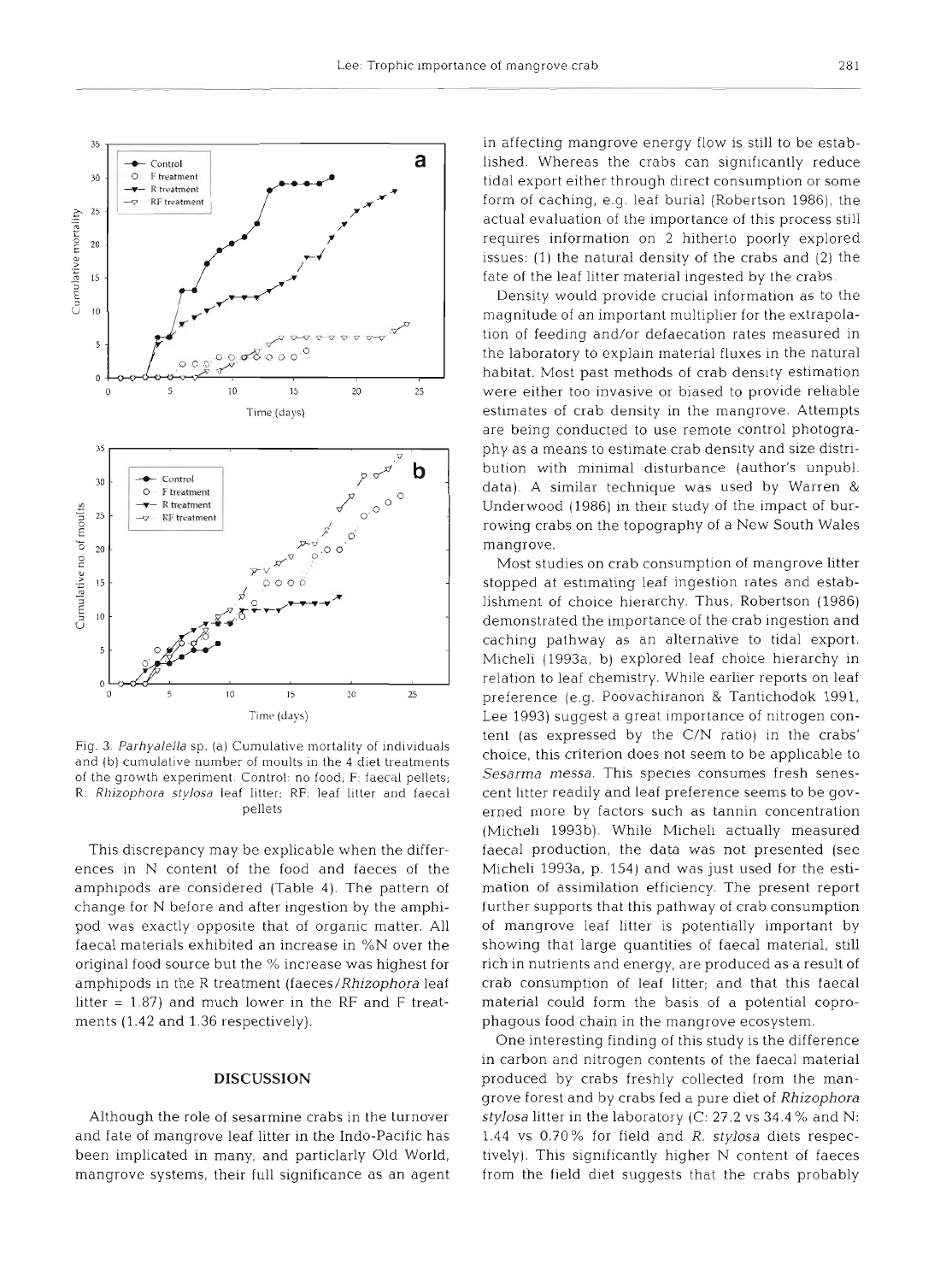Fig. 3. *Parhyalella* sp. (a) Cumulative mortality of individuals and (b) cumulative number of moults in the 4 diet treatments of the growth experiment. Control: no food; F: faecal pellets; R: *Rhizophora stylosa* leaf litter; RF: leaf litter and faecal pellets

This discrepancy may be explicable when the differences in N content of the food and faeces of the amphipods are considered (Table 4). The pattern of change for N before and after ingestion by the amphipod was exactly opposite that of organic matter. All faecal materials exhibited an increase in %N over the original food source but the % increase was highest for amphipods in the R treatment (faeces/*Rhizophora* leaf litter = 1.87) and much lower in the RF and F treatments (1.42 and 1.36 respectively).

## DISCUSSION

Although the role of sesarmine crabs in the turnover and fate of mangrove leaf litter in the Indo-Pacific has been implicated in many, and particularly Old World, mangrove systems, their full significance as an agent in affecting mangrove energy flow is still to be established. Whereas the crabs can significantly reduce tidal export either through direct consumption or some form of caching, e.g. leaf burial (Robertson 1986), the actual evaluation of the importance of this process still requires information on 2 hitherto poorly explored issues: (1) the natural density of the crabs and (2) the fate of the leaf litter material ingested by the crabs.

Density would provide crucial information as to the magnitude of an important multiplier for the extrapolation of feeding and/or defaecation rates measured in the laboratory to explain material fluxes in the natural habitat. Most past methods of crab density estimation were either too invasive or biased to provide reliable estimates of crab density in the mangrove. Attempts are being conducted to use remote control photography as a means to estimate crab density and size distribution with minimal disturbance (author's unpubl. data). A similar technique was used by Warren & Underwood (1986) in their study of the impact of burrowing crabs on the topography of a New South Wales mangrove.

Most studies on crab consumption of mangrove litter stopped at estimating leaf ingestion rates and establishment of choice hierarchy. Thus, Robertson (1986) demonstrated the importance of the crab ingestion and caching pathway as an alternative to tidal export. Micheli (1993a, b) explored leaf choice hierarchy in relation to leaf chemistry. While earlier reports on leaf preference (e.g. Poovachiranon & Tantichodok 1991, Lee 1993) suggest a great importance of nitrogen content (as expressed by the C/N ratio) in the crabs' choice, this criterion does not seem to be applicable to *Sesarma messa*. This species consumes fresh senescent litter readily and leaf preference seems to be governed more by factors such as tannin concentration (Micheli 1993b). While Micheli actually measured faecal production, the data was not presented (see Micheli 1993a, p. 154) and was just used for the estimation of assimilation efficiency. The present report further supports that this pathway of crab consumption of mangrove leaf litter is potentially important by showing that large quantities of faecal material, still rich in nutrients and energy, are produced as a result of crab consumption of leaf litter; and that this faecal material could form the basis of a potential coprophagous food chain in the mangrove ecosystem.

One interesting finding of this study is the difference in carbon and nitrogen contents of the faecal material produced by crabs freshly collected from the mangrove forest and by crabs fed a pure diet of *Rhizophora stylosa* litter in the laboratory (C: 27.2 vs 34.4% and N: 1.44 vs 0.70% for field and *R. stylosa* diets respectively). This significantly higher N content of faeces from the field diet suggests that the crabs probably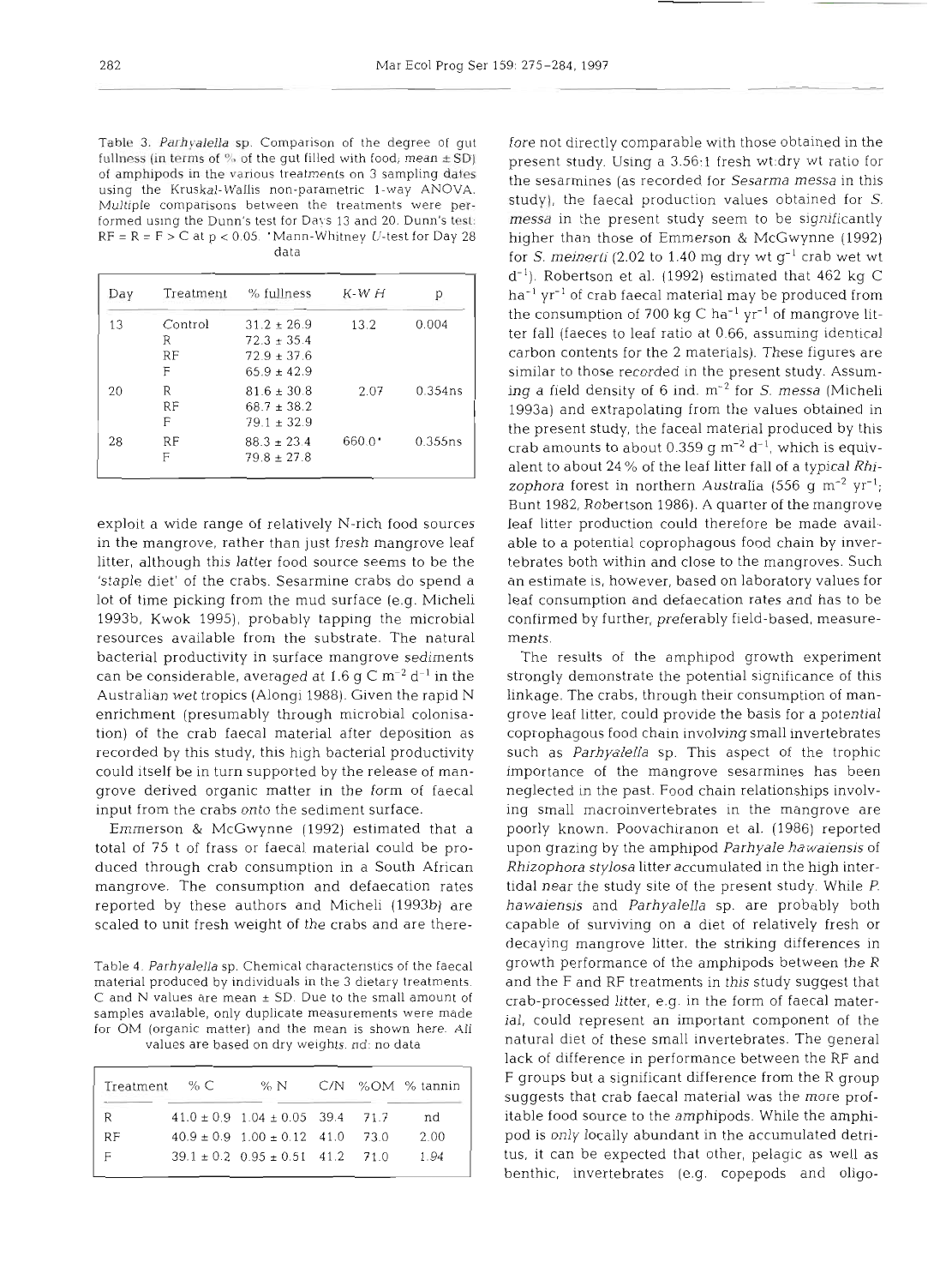Table 3. *Parhyalella* sp. Comparison of the degree of gut fullness (in terms of % of the gut filled with food; mean ± SD) of amphipods in the various treatments on 3 sampling dates using the Kruskal-Wallis non-parametric 1-way ANOVA. Multiple comparisons between the treatments were performed using the Dunn's test for Days 13 and 20. Dunn's test: RF = R = F > C at $p < 0.05$. *Mann-Whitney *U*-test for Day 28 data

| Day | Treatment | % fullness | K-W *H* | p |
|---|---|---|---|---|
| 13 | Control | 31.2 ± 26.9 | 13.2 | 0.004 |
| | R | 72.3 ± 35.4 | | |
| | RF | 72.9 ± 37.6 | | |
| | F | 65.9 ± 42.9 | | |
| 20 | R | 81.6 ± 30.8 | 2.07 | 0.354ns |
| | RF | 68.7 ± 38.2 | | |
| | F | 79.1 ± 32.9 | | |
| 28 | RF | 88.3 ± 23.4 | 660.0* | 0.355ns |
| | F | 79.8 ± 27.8 | | |

exploit a wide range of relatively N-rich food sources in the mangrove, rather than just fresh mangrove leaf litter, although this latter food source seems to be the 'staple diet' of the crabs. Sesarmine crabs do spend a lot of time picking from the mud surface (e.g. Micheli 1993b, Kwok 1995), probably tapping the microbial resources available from the substrate. The natural bacterial productivity in surface mangrove sediments can be considerable, averaged at 1.6 g C $m^{-2}$ $d^{-1}$ in the Australian wet tropics (Alongi 1988). Given the rapid N enrichment (presumably through microbial colonisation) of the crab faecal material after deposition as recorded by this study, this high bacterial productivity could itself be in turn supported by the release of mangrove derived organic matter in the form of faecal input from the crabs onto the sediment surface.

Emmerson & McGwynne (1992) estimated that a total of 75 t of frass or faecal material could be produced through crab consumption in a South African mangrove. The consumption and defaecation rates reported by these authors and Micheli (1993b) are scaled to unit fresh weight of the crabs and are therefore not directly comparable with those obtained in the present study. Using a 3.56:1 fresh wt:dry wt ratio for the sesarmines (as recorded for *Sesarma messa* in this study), the faecal production values obtained for *S. messa* in the present study seem to be significantly higher than those of Emmerson & McGwynne (1992) for *S. meinerti* (2.02 to 1.40 mg dry wt $g^{-1}$ crab wet wt $d^{-1}$). Robertson et al. (1992) estimated that 462 kg C $ha^{-1}$ $yr^{-1}$ of crab faecal material may be produced from the consumption of 700 kg C $ha^{-1}$ $yr^{-1}$ of mangrove litter fall (faeces to leaf ratio at 0.66, assuming identical carbon contents for the 2 materials). These figures are similar to those recorded in the present study. Assuming a field density of 6 ind. $m^{-2}$ for *S. messa* (Micheli 1993a) and extrapolating from the values obtained in the present study, the faceal material produced by this crab amounts to about 0.359 g $m^{-2}$ $d^{-1}$, which is equivalent to about 24% of the leaf litter fall of a typical *Rhizophora* forest in northern Australia (556 g $m^{-2}$ $yr^{-1}$; Bunt 1982, Robertson 1986). A quarter of the mangrove leaf litter production could therefore be made available to a potential coprophagous food chain by invertebrates both within and close to the mangroves. Such an estimate is, however, based on laboratory values for leaf consumption and defaecation rates and has to be confirmed by further, preferably field-based, measurements.

The results of the amphipod growth experiment strongly demonstrate the potential significance of this linkage. The crabs, through their consumption of mangrove leaf litter, could provide the basis for a potential coprophagous food chain involving small invertebrates such as *Parhyalella* sp. This aspect of the trophic importance of the mangrove sesarmines has been neglected in the past. Food chain relationships involving small macroinvertebrates in the mangrove are poorly known. Poovachiranon et al. (1986) reported upon grazing by the amphipod *Parhyale hawaiensis* of *Rhizophora stylosa* litter accumulated in the high intertidal near the study site of the present study. While *P. hawaiensis* and *Parhyalella* sp. are probably both capable of surviving on a diet of relatively fresh or decaying mangrove litter, the striking differences in growth performance of the amphipods between the R and the F and RF treatments in this study suggest that crab-processed litter, e.g. in the form of faecal material, could represent an important component of the natural diet of these small invertebrates. The general lack of difference in performance between the RF and F groups but a significant difference from the R group suggests that crab faecal material was the more profitable food source to the amphipods. While the amphipod is only locally abundant in the accumulated detritus, it can be expected that other, pelagic as well as benthic, invertebrates (e.g. copepods and oligo-

Table 4. *Parhyalella* sp. Chemical characteristics of the faecal material produced by individuals in the 3 dietary treatments. C and N values are mean ± SD. Due to the small amount of samples available, only duplicate measurements were made for OM (organic matter) and the mean is shown here. All values are based on dry weights. nd: no data

| Treatment | % C | % N | C/N | %OM | % tannin |
|---|---|---|---|---|---|
| R | 41.0 ± 0.9 | 1.04 ± 0.05 | 39.4 | 71.7 | nd |
| RF | 40.9 ± 0.9 | 1.00 ± 0.12 | 41.0 | 73.0 | 2.00 |
| F | 39.1 ± 0.2 | 0.95 ± 0.51 | 41.2 | 71.0 | 1.94 |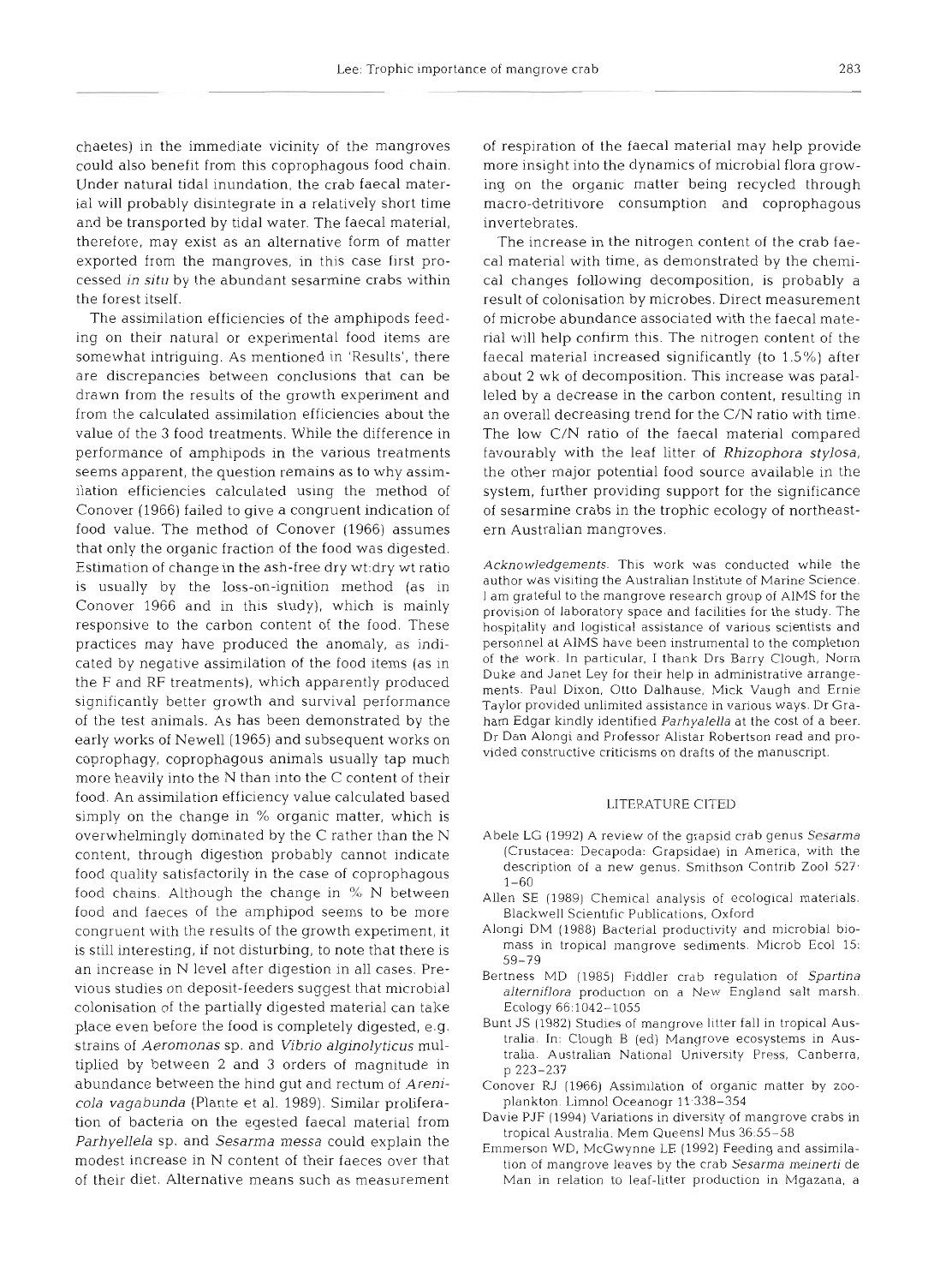chaetes) in the immediate vicinity of the mangroves could also benefit from this coprophagous food chain. Under natural tidal inundation, the crab faecal material will probably disintegrate in a relatively short time and be transported by tidal water. The faecal material, therefore, may exist as an alternative form of matter exported from the mangroves, in this case first processed *in situ* by the abundant sesarmine crabs within the forest itself.

The assimilation efficiencies of the amphipods feeding on their natural or experimental food items are somewhat intriguing. As mentioned in 'Results', there are discrepancies between conclusions that can be drawn from the results of the growth experiment and from the calculated assimilation efficiencies about the value of the 3 food treatments. While the difference in performance of amphipods in the various treatments seems apparent, the question remains as to why assimilation efficiencies calculated using the method of Conover (1966) failed to give a congruent indication of food value. The method of Conover (1966) assumes that only the organic fraction of the food was digested. Estimation of change in the ash-free dry wt:dry wt ratio is usually by the loss-on-ignition method (as in Conover 1966 and in this study), which is mainly responsive to the carbon content of the food. These practices may have produced the anomaly, as indicated by negative assimilation of the food items (as in the F and RF treatments), which apparently produced significantly better growth and survival performance of the test animals. As has been demonstrated by the early works of Newell (1965) and subsequent works on coprophagy, coprophagous animals usually tap much more heavily into the N than into the C content of their food. An assimilation efficiency value calculated based simply on the change in % organic matter, which is overwhelmingly dominated by the C rather than the N content, through digestion probably cannot indicate food quality satisfactorily in the case of coprophagous food chains. Although the change in % N between food and faeces of the amphipod seems to be more congruent with the results of the growth experiment, it is still interesting, if not disturbing, to note that there is an increase in N level after digestion in all cases. Previous studies on deposit-feeders suggest that microbial colonisation of the partially digested material can take place even before the food is completely digested, e.g. strains of *Aeromonas* sp. and *Vibrio alginolyticus* multiplied by between 2 and 3 orders of magnitude in abundance between the hind gut and rectum of *Arenicola vagabunda* (Plante et al. 1989). Similar proliferation of bacteria on the egested faecal material from *Parhyellela* sp. and *Sesarma messa* could explain the modest increase in N content of their faeces over that of their diet. Alternative means such as measurement of respiration of the faecal material may help provide more insight into the dynamics of microbial flora growing on the organic matter being recycled through macro-detritivore consumption and coprophagous invertebrates.

The increase in the nitrogen content of the crab faecal material with time, as demonstrated by the chemical changes following decomposition, is probably a result of colonisation by microbes. Direct measurement of microbe abundance associated with the faecal material will help confirm this. The nitrogen content of the faecal material increased significantly (to 1.5%) after about 2 wk of decomposition. This increase was paralleled by a decrease in the carbon content, resulting in an overall decreasing trend for the C/N ratio with time. The low C/N ratio of the faecal material compared favourably with the leaf litter of *Rhizophora stylosa*, the other major potential food source available in the system, further providing support for the significance of sesarmine crabs in the trophic ecology of northeastern Australian mangroves.

*Acknowledgements.* This work was conducted while the author was visiting the Australian Institute of Marine Science. I am grateful to the mangrove research group of AIMS for the provision of laboratory space and facilities for the study. The hospitality and logistical assistance of various scientists and personnel at AIMS have been instrumental to the completion of the work. In particular, I thank Drs Barry Clough, Norm Duke and Janet Ley for their help in administrative arrangements. Paul Dixon, Otto Dalhause, Mick Vaugh and Ernie Taylor provided unlimited assistance in various ways. Dr Graham Edgar kindly identified *Parhyalella* at the cost of a beer. Dr Dan Alongi and Professor Alistar Robertson read and provided constructive criticisms on drafts of the manuscript.

## LITERATURE CITED

Abele LG (1992) A review of the grapsid crab genus *Sesarma* (Crustacea: Decapoda: Grapsidae) in America, with the description of a new genus. Smithson Contrib Zool 527: 1–60

Allen SE (1989) Chemical analysis of ecological materials. Blackwell Scientific Publications, Oxford

Alongi DM (1988) Bacterial productivity and microbial biomass in tropical mangrove sediments. Microb Ecol 15: 59–79

Bertness MD (1985) Fiddler crab regulation of *Spartina alterniflora* production on a New England salt marsh. Ecology 66:1042–1055

Bunt JS (1982) Studies of mangrove litter fall in tropical Australia. In: Clough B (ed) Mangrove ecosystems in Australia. Australian National University Press, Canberra, p 223–237

Conover RJ (1966) Assimilation of organic matter by zooplankton. Limnol Oceanogr 11:338–354

Davie PJF (1994) Variations in diversity of mangrove crabs in tropical Australia. Mem Queensl Mus 36:55–58

Emmerson WD, McGwynne LE (1992) Feeding and assimilation of mangrove leaves by the crab *Sesarma meinerti* de Man in relation to leaf-litter production in Mgazana, a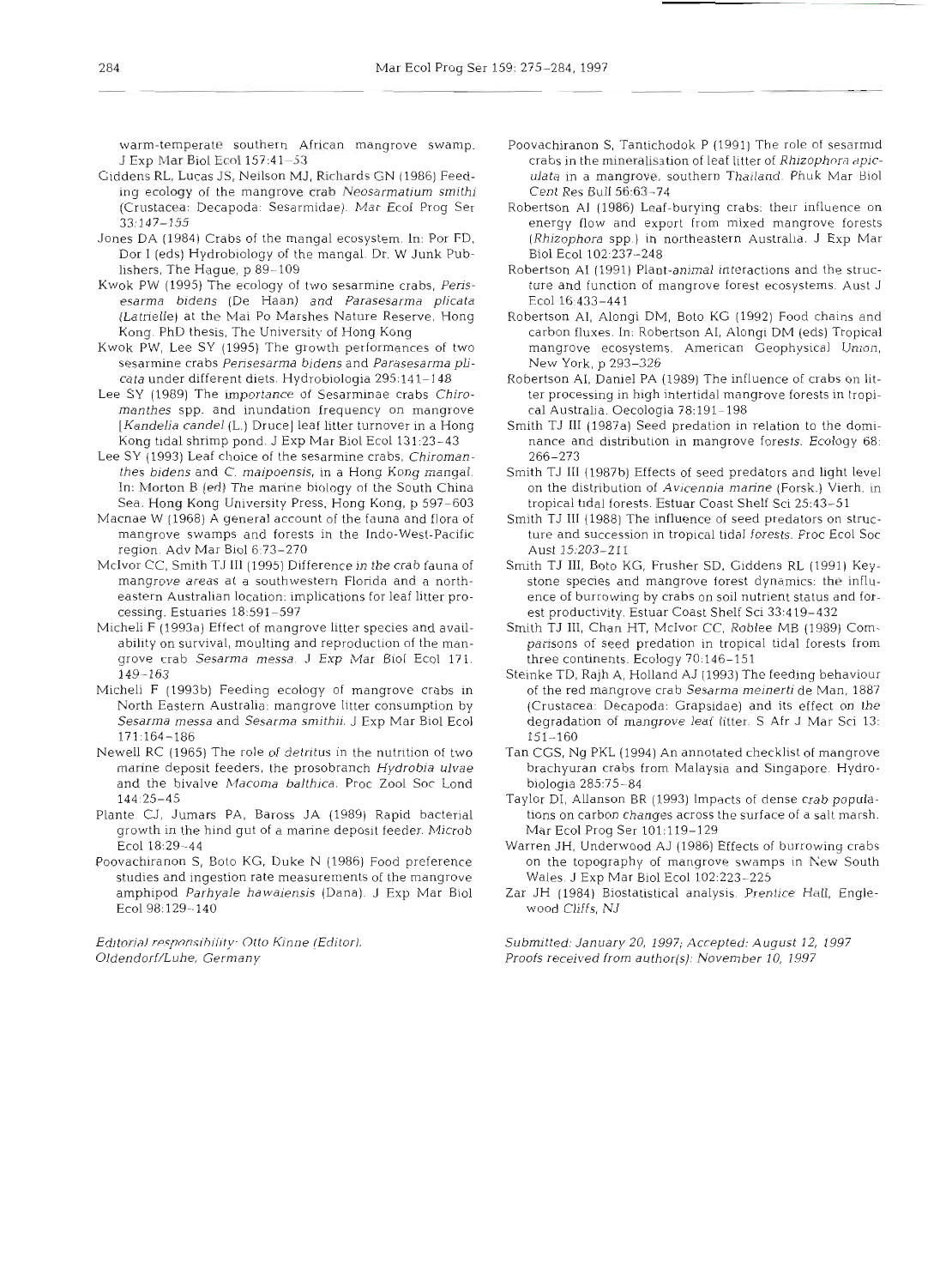warm-temperate southern African mangrove swamp. J Exp Mar Biol Ecol 157:41–53

Giddens RL, Lucas JS, Neilson MJ, Richards GN (1986) Feeding ecology of the mangrove crab *Neosarmatium smithi* (Crustacea: Decapoda: Sesarmidae). Mar Ecol Prog Ser 33:147–155

Jones DA (1984) Crabs of the mangal ecosystem. In: Por FD, Dor I (eds) Hydrobiology of the mangal. Dr. W Junk Publishers, The Hague, p 89–109

Kwok PW (1995) The ecology of two sesarmine crabs, *Perisesarma bidens* (De Haan) and *Parasesarma plicata* (Latrielle) at the Mai Po Marshes Nature Reserve, Hong Kong. PhD thesis, The University of Hong Kong

Kwok PW, Lee SY (1995) The growth performances of two sesarmine crabs *Perisesarma bidens* and *Parasesarma plicata* under different diets. Hydrobiologia 295:141–148

Lee SY (1989) The importance of Sesarminae crabs *Chiromanthes* spp. and inundation frequency on mangrove [*Kandelia candel* (L.) Druce] leaf litter turnover in a Hong Kong tidal shrimp pond. J Exp Mar Biol Ecol 131:23–43

Lee SY (1993) Leaf choice of the sesarmine crabs, *Chiromanthes bidens* and *C. maipoensis*, in a Hong Kong mangal. In: Morton B (ed) The marine biology of the South China Sea. Hong Kong University Press, Hong Kong, p 597–603

Macnae W (1968) A general account of the fauna and flora of mangrove swamps and forests in the Indo-West-Pacific region. Adv Mar Biol 6:73–270

McIvor CC, Smith TJ III (1995) Difference in the crab fauna of mangrove areas at a southwestern Florida and a northeastern Australian location: implications for leaf litter processing. Estuaries 18:591–597

Micheli F (1993a) Effect of mangrove litter species and availability on survival, moulting and reproduction of the mangrove crab *Sesarma messa*. J Exp Mar Biol Ecol 171:149–163

Micheli F (1993b) Feeding ecology of mangrove crabs in North Eastern Australia: mangrove litter consumption by *Sesarma messa* and *Sesarma smithii*. J Exp Mar Biol Ecol 171:164–186

Newell RC (1965) The role of detritus in the nutrition of two marine deposit feeders, the prosobranch *Hydrobia ulvae* and the bivalve *Macoma balthica*. Proc Zool Soc Lond 144:25–45

Plante CJ, Jumars PA, Baross JA (1989) Rapid bacterial growth in the hind gut of a marine deposit feeder. Microb Ecol 18:29–44

Poovachiranon S, Boto KG, Duke N (1986) Food preference studies and ingestion rate measurements of the mangrove amphipod *Parhyale hawaiensis* (Dana). J Exp Mar Biol Ecol 98:129–140

Poovachiranon S, Tantichodok P (1991) The role of sesarmid crabs in the mineralisation of leaf litter of *Rhizophora apiculata* in a mangrove, southern Thailand. Phuk Mar Biol Cent Res Bull 56:63–74

Robertson AI (1986) Leaf-burying crabs: their influence on energy flow and export from mixed mangrove forests (*Rhizophora* spp.) in northeastern Australia. J Exp Mar Biol Ecol 102:237–248

Robertson AI (1991) Plant-animal interactions and the structure and function of mangrove forest ecosystems. Aust J Ecol 16:433–441

Robertson AI, Alongi DM, Boto KG (1992) Food chains and carbon fluxes. In: Robertson AI, Alongi DM (eds) Tropical mangrove ecosystems. American Geophysical Union, New York, p 293–326

Robertson AI, Daniel PA (1989) The influence of crabs on litter processing in high intertidal mangrove forests in tropical Australia. Oecologia 78:191–198

Smith TJ III (1987a) Seed predation in relation to the dominance and distribution in mangrove forests. Ecology 68:266–273

Smith TJ III (1987b) Effects of seed predators and light level on the distribution of *Avicennia marine* (Forsk.) Vierh. in tropical tidal forests. Estuar Coast Shelf Sci 25:43–51

Smith TJ III (1988) The influence of seed predators on structure and succession in tropical tidal forests. Proc Ecol Soc Aust 15:203–211

Smith TJ III, Boto KG, Frusher SD, Giddens RL (1991) Keystone species and mangrove forest dynamics: the influence of burrowing by crabs on soil nutrient status and forest productivity. Estuar Coast Shelf Sci 33:419–432

Smith TJ III, Chan HT, McIvor CC, Roblee MB (1989) Comparisons of seed predation in tropical tidal forests from three continents. Ecology 70:146–151

Steinke TD, Rajh A, Holland AJ (1993) The feeding behaviour of the red mangrove crab *Sesarma meinerti* de Man, 1887 (Crustacea: Decapoda: Grapsidae) and its effect on the degradation of mangrove leaf litter. S Afr J Mar Sci 13:151–160

Tan CGS, Ng PKL (1994) An annotated checklist of mangrove brachyuran crabs from Malaysia and Singapore. Hydrobiologia 285:75–84

Taylor DI, Allanson BR (1993) Impacts of dense crab populations on carbon changes across the surface of a salt marsh. Mar Ecol Prog Ser 101:119–129

Warren JH, Underwood AJ (1986) Effects of burrowing crabs on the topography of mangrove swamps in New South Wales. J Exp Mar Biol Ecol 102:223–225

Zar JH (1984) Biostatistical analysis. Prentice Hall, Englewood Cliffs, NJ

*Editorial responsibility: Otto Kinne (Editor), Oldendorf/Luhe, Germany*

*Submitted: January 20, 1997; Accepted: August 12, 1997*
*Proofs received from author(s): November 10, 1997*